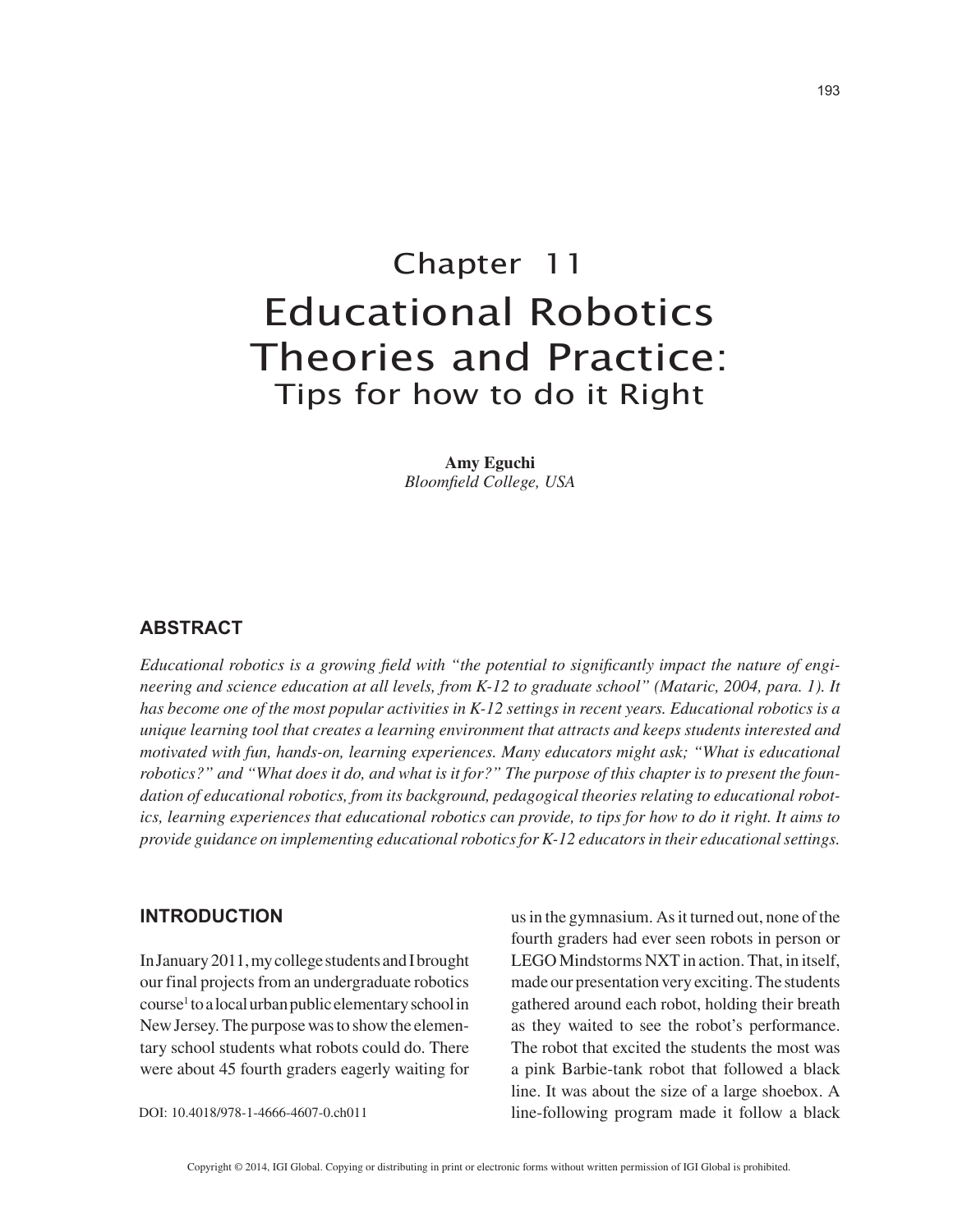# Chapter 11

# Educational Robotics Theories and Practice:

## Tips for how to do it Right

**Amy Eguchi**
*Bloomfield College, USA*

## ABSTRACT

*Educational robotics is a growing field with "the potential to significantly impact the nature of engineering and science education at all levels, from K-12 to graduate school" (Mataric, 2004, para. 1). It has become one of the most popular activities in K-12 settings in recent years. Educational robotics is a unique learning tool that creates a learning environment that attracts and keeps students interested and motivated with fun, hands-on, learning experiences. Many educators might ask; "What is educational robotics?" and "What does it do, and what is it for?" The purpose of this chapter is to present the foundation of educational robotics, from its background, pedagogical theories relating to educational robotics, learning experiences that educational robotics can provide, to tips for how to do it right. It aims to provide guidance on implementing educational robotics for K-12 educators in their educational settings.*

## INTRODUCTION

In January 2011, my college students and I brought our final projects from an undergraduate robotics course[1] to a local urban public elementary school in New Jersey. The purpose was to show the elementary school students what robots could do. There were about 45 fourth graders eagerly waiting for us in the gymnasium. As it turned out, none of the fourth graders had ever seen robots in person or LEGO Mindstorms NXT in action. That, in itself, made our presentation very exciting. The students gathered around each robot, holding their breath as they waited to see the robot's performance. The robot that excited the students the most was a pink Barbie-tank robot that followed a black line. It was about the size of a large shoebox. A line-following program made it follow a black

DOI: 10.4018/978-1-4666-4607-0.ch011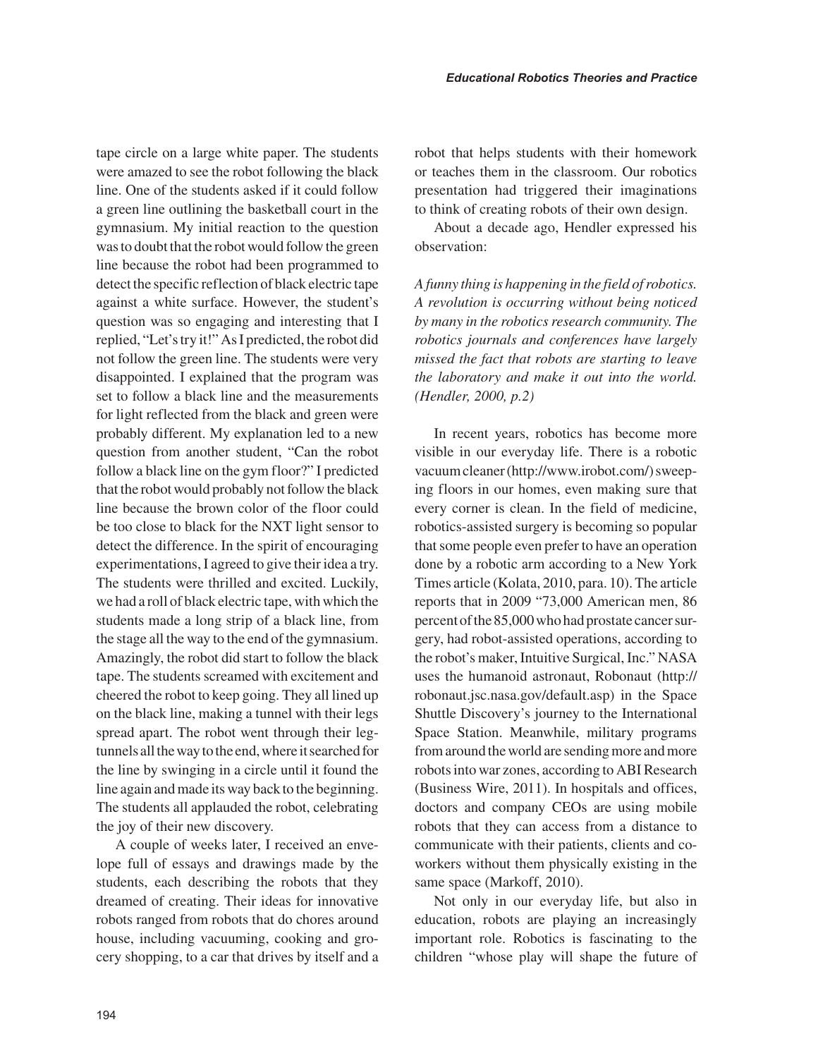tape circle on a large white paper. The students were amazed to see the robot following the black line. One of the students asked if it could follow a green line outlining the basketball court in the gymnasium. My initial reaction to the question was to doubt that the robot would follow the green line because the robot had been programmed to detect the specific reflection of black electric tape against a white surface. However, the student's question was so engaging and interesting that I replied, "Let's try it!" As I predicted, the robot did not follow the green line. The students were very disappointed. I explained that the program was set to follow a black line and the measurements for light reflected from the black and green were probably different. My explanation led to a new question from another student, "Can the robot follow a black line on the gym floor?" I predicted that the robot would probably not follow the black line because the brown color of the floor could be too close to black for the NXT light sensor to detect the difference. In the spirit of encouraging experimentations, I agreed to give their idea a try. The students were thrilled and excited. Luckily, we had a roll of black electric tape, with which the students made a long strip of a black line, from the stage all the way to the end of the gymnasium. Amazingly, the robot did start to follow the black tape. The students screamed with excitement and cheered the robot to keep going. They all lined up on the black line, making a tunnel with their legs spread apart. The robot went through their leg-tunnels all the way to the end, where it searched for the line by swinging in a circle until it found the line again and made its way back to the beginning. The students all applauded the robot, celebrating the joy of their new discovery.

A couple of weeks later, I received an envelope full of essays and drawings made by the students, each describing the robots that they dreamed of creating. Their ideas for innovative robots ranged from robots that do chores around house, including vacuuming, cooking and grocery shopping, to a car that drives by itself and a robot that helps students with their homework or teaches them in the classroom. Our robotics presentation had triggered their imaginations to think of creating robots of their own design.

About a decade ago, Hendler expressed his observation:

*A funny thing is happening in the field of robotics. A revolution is occurring without being noticed by many in the robotics research community. The robotics journals and conferences have largely missed the fact that robots are starting to leave the laboratory and make it out into the world. (Hendler, 2000, p.2)*

In recent years, robotics has become more visible in our everyday life. There is a robotic vacuum cleaner (http://www.irobot.com/) sweeping floors in our homes, even making sure that every corner is clean. In the field of medicine, robotics-assisted surgery is becoming so popular that some people even prefer to have an operation done by a robotic arm according to a New York Times article (Kolata, 2010, para. 10). The article reports that in 2009 "73,000 American men, 86 percent of the 85,000 who had prostate cancer surgery, had robot-assisted operations, according to the robot's maker, Intuitive Surgical, Inc." NASA uses the humanoid astronaut, Robonaut (http://robonaut.jsc.nasa.gov/default.asp) in the Space Shuttle Discovery's journey to the International Space Station. Meanwhile, military programs from around the world are sending more and more robots into war zones, according to ABI Research (Business Wire, 2011). In hospitals and offices, doctors and company CEOs are using mobile robots that they can access from a distance to communicate with their patients, clients and co-workers without them physically existing in the same space (Markoff, 2010).

Not only in our everyday life, but also in education, robots are playing an increasingly important role. Robotics is fascinating to the children "whose play will shape the future of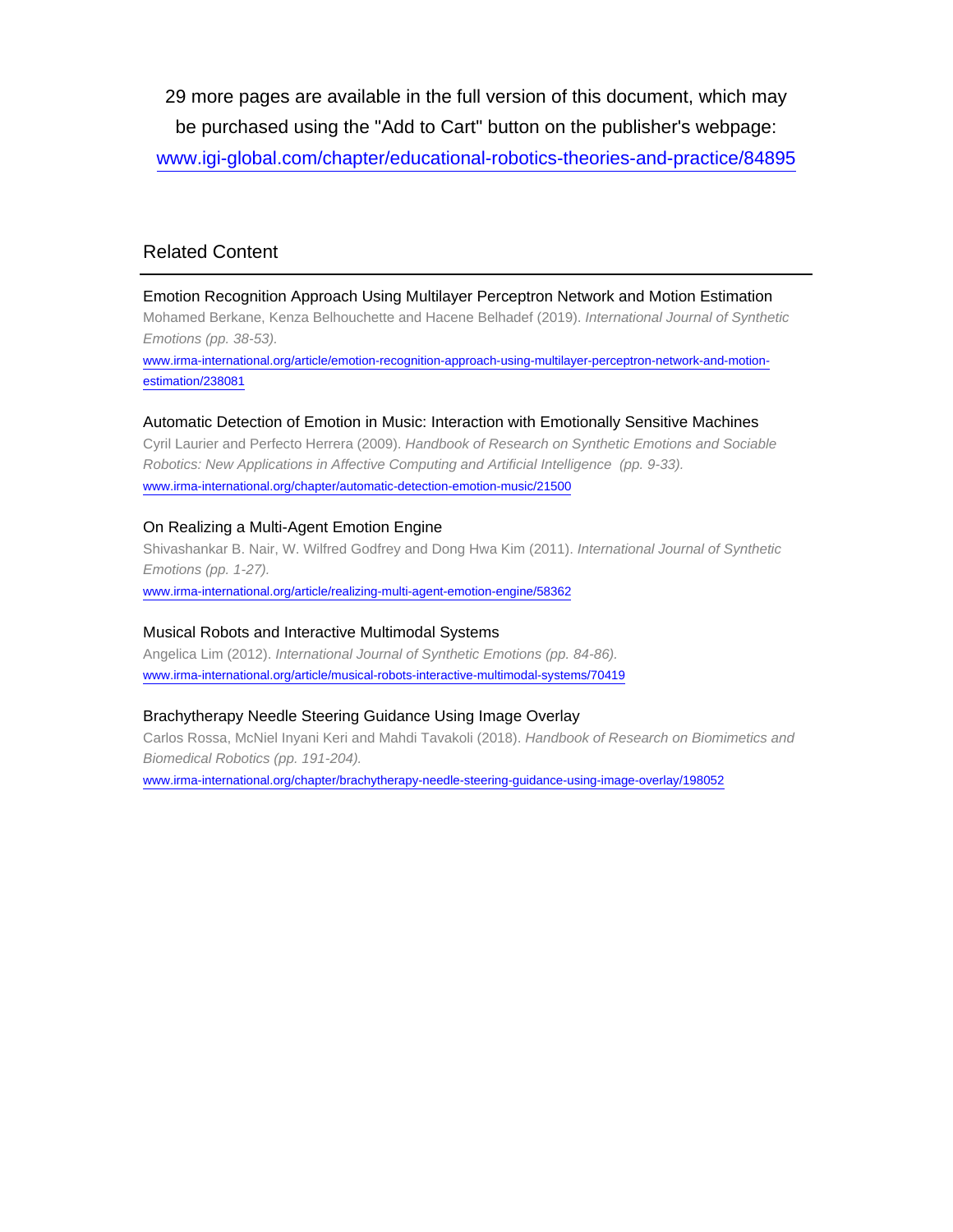29 more pages are available in the full version of this document, which may be purchased using the "Add to Cart" button on the publisher's webpage: www.igi-global.com/chapter/educational-robotics-theories-and-practice/84895

## Related Content

**Emotion Recognition Approach Using Multilayer Perceptron Network and Motion Estimation**
Mohamed Berkane, Kenza Belhouchette and Hacene Belhadef (2019). *International Journal of Synthetic Emotions (pp. 38-53).*
www.irma-international.org/article/emotion-recognition-approach-using-multilayer-perceptron-network-and-motion-estimation/238081

**Automatic Detection of Emotion in Music: Interaction with Emotionally Sensitive Machines**
Cyril Laurier and Perfecto Herrera (2009). *Handbook of Research on Synthetic Emotions and Sociable Robotics: New Applications in Affective Computing and Artificial Intelligence (pp. 9-33).*
www.irma-international.org/chapter/automatic-detection-emotion-music/21500

**On Realizing a Multi-Agent Emotion Engine**
Shivashankar B. Nair, W. Wilfred Godfrey and Dong Hwa Kim (2011). *International Journal of Synthetic Emotions (pp. 1-27).*
www.irma-international.org/article/realizing-multi-agent-emotion-engine/58362

**Musical Robots and Interactive Multimodal Systems**
Angelica Lim (2012). *International Journal of Synthetic Emotions (pp. 84-86).*
www.irma-international.org/article/musical-robots-interactive-multimodal-systems/70419

**Brachytherapy Needle Steering Guidance Using Image Overlay**
Carlos Rossa, McNiel Inyani Keri and Mahdi Tavakoli (2018). *Handbook of Research on Biomimetics and Biomedical Robotics (pp. 191-204).*
www.irma-international.org/chapter/brachytherapy-needle-steering-guidance-using-image-overlay/198052